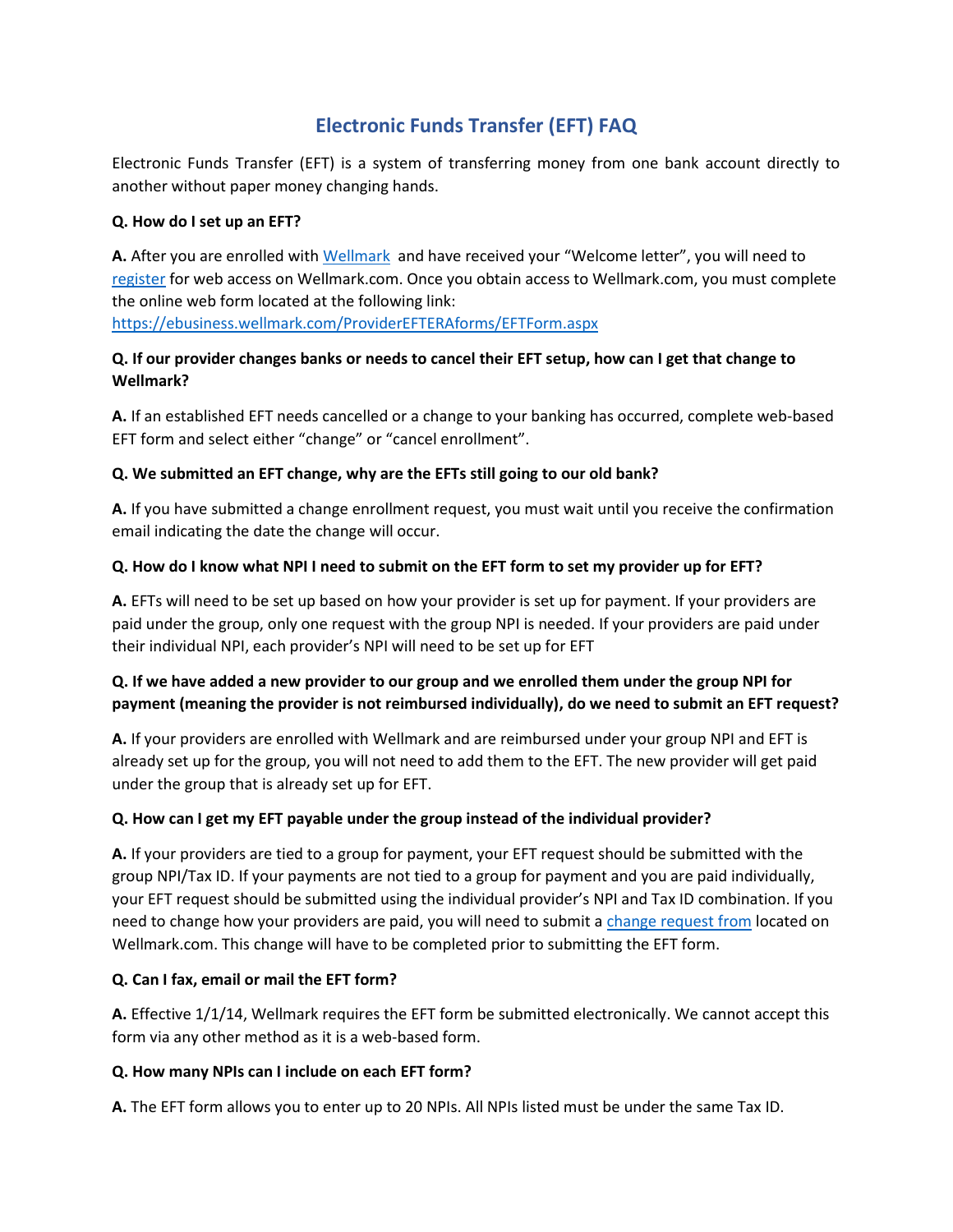# Electronic Funds Transfer (EFT) FAQ

Electronic Funds Transfer (EFT) is a system of transferring money from one bank account directly to another without paper money changing hands.

**Q. How do I set up an EFT?**

**A.** After you are enrolled with Wellmark and have received your "Welcome letter", you will need to register for web access on Wellmark.com. Once you obtain access to Wellmark.com, you must complete the online web form located at the following link:
https://ebusiness.wellmark.com/ProviderEFTERAforms/EFTForm.aspx

**Q. If our provider changes banks or needs to cancel their EFT setup, how can I get that change to Wellmark?**

**A.** If an established EFT needs cancelled or a change to your banking has occurred, complete web-based EFT form and select either "change" or "cancel enrollment".

**Q. We submitted an EFT change, why are the EFTs still going to our old bank?**

**A.** If you have submitted a change enrollment request, you must wait until you receive the confirmation email indicating the date the change will occur.

**Q. How do I know what NPI I need to submit on the EFT form to set my provider up for EFT?**

**A.** EFTs will need to be set up based on how your provider is set up for payment. If your providers are paid under the group, only one request with the group NPI is needed. If your providers are paid under their individual NPI, each provider's NPI will need to be set up for EFT

**Q. If we have added a new provider to our group and we enrolled them under the group NPI for payment (meaning the provider is not reimbursed individually), do we need to submit an EFT request?**

**A.** If your providers are enrolled with Wellmark and are reimbursed under your group NPI and EFT is already set up for the group, you will not need to add them to the EFT. The new provider will get paid under the group that is already set up for EFT.

**Q. How can I get my EFT payable under the group instead of the individual provider?**

**A.** If your providers are tied to a group for payment, your EFT request should be submitted with the group NPI/Tax ID. If your payments are not tied to a group for payment and you are paid individually, your EFT request should be submitted using the individual provider's NPI and Tax ID combination. If you need to change how your providers are paid, you will need to submit a change request from located on Wellmark.com. This change will have to be completed prior to submitting the EFT form.

**Q. Can I fax, email or mail the EFT form?**

**A.** Effective 1/1/14, Wellmark requires the EFT form be submitted electronically. We cannot accept this form via any other method as it is a web-based form.

**Q. How many NPIs can I include on each EFT form?**

**A.** The EFT form allows you to enter up to 20 NPIs. All NPIs listed must be under the same Tax ID.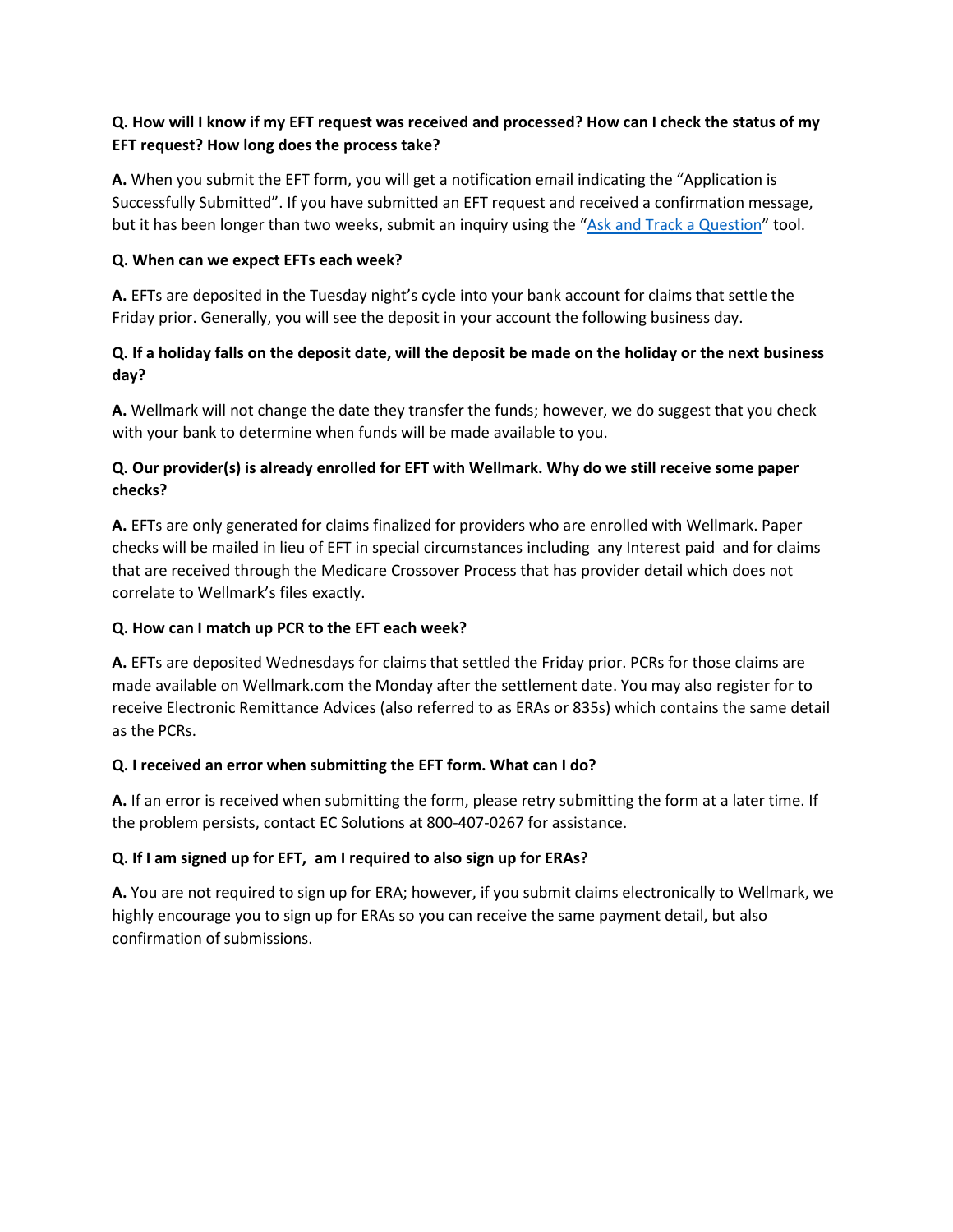**Q. How will I know if my EFT request was received and processed? How can I check the status of my EFT request? How long does the process take?**

**A.** When you submit the EFT form, you will get a notification email indicating the "Application is Successfully Submitted". If you have submitted an EFT request and received a confirmation message, but it has been longer than two weeks, submit an inquiry using the "Ask and Track a Question" tool.

**Q. When can we expect EFTs each week?**

**A.** EFTs are deposited in the Tuesday night's cycle into your bank account for claims that settle the Friday prior. Generally, you will see the deposit in your account the following business day.

**Q. If a holiday falls on the deposit date, will the deposit be made on the holiday or the next business day?**

**A.** Wellmark will not change the date they transfer the funds; however, we do suggest that you check with your bank to determine when funds will be made available to you.

**Q. Our provider(s) is already enrolled for EFT with Wellmark. Why do we still receive some paper checks?**

**A.** EFTs are only generated for claims finalized for providers who are enrolled with Wellmark. Paper checks will be mailed in lieu of EFT in special circumstances including any Interest paid and for claims that are received through the Medicare Crossover Process that has provider detail which does not correlate to Wellmark's files exactly.

**Q. How can I match up PCR to the EFT each week?**

**A.** EFTs are deposited Wednesdays for claims that settled the Friday prior. PCRs for those claims are made available on Wellmark.com the Monday after the settlement date. You may also register for to receive Electronic Remittance Advices (also referred to as ERAs or 835s) which contains the same detail as the PCRs.

**Q. I received an error when submitting the EFT form. What can I do?**

**A.** If an error is received when submitting the form, please retry submitting the form at a later time. If the problem persists, contact EC Solutions at 800-407-0267 for assistance.

**Q. If I am signed up for EFT, am I required to also sign up for ERAs?**

**A.** You are not required to sign up for ERA; however, if you submit claims electronically to Wellmark, we highly encourage you to sign up for ERAs so you can receive the same payment detail, but also confirmation of submissions.